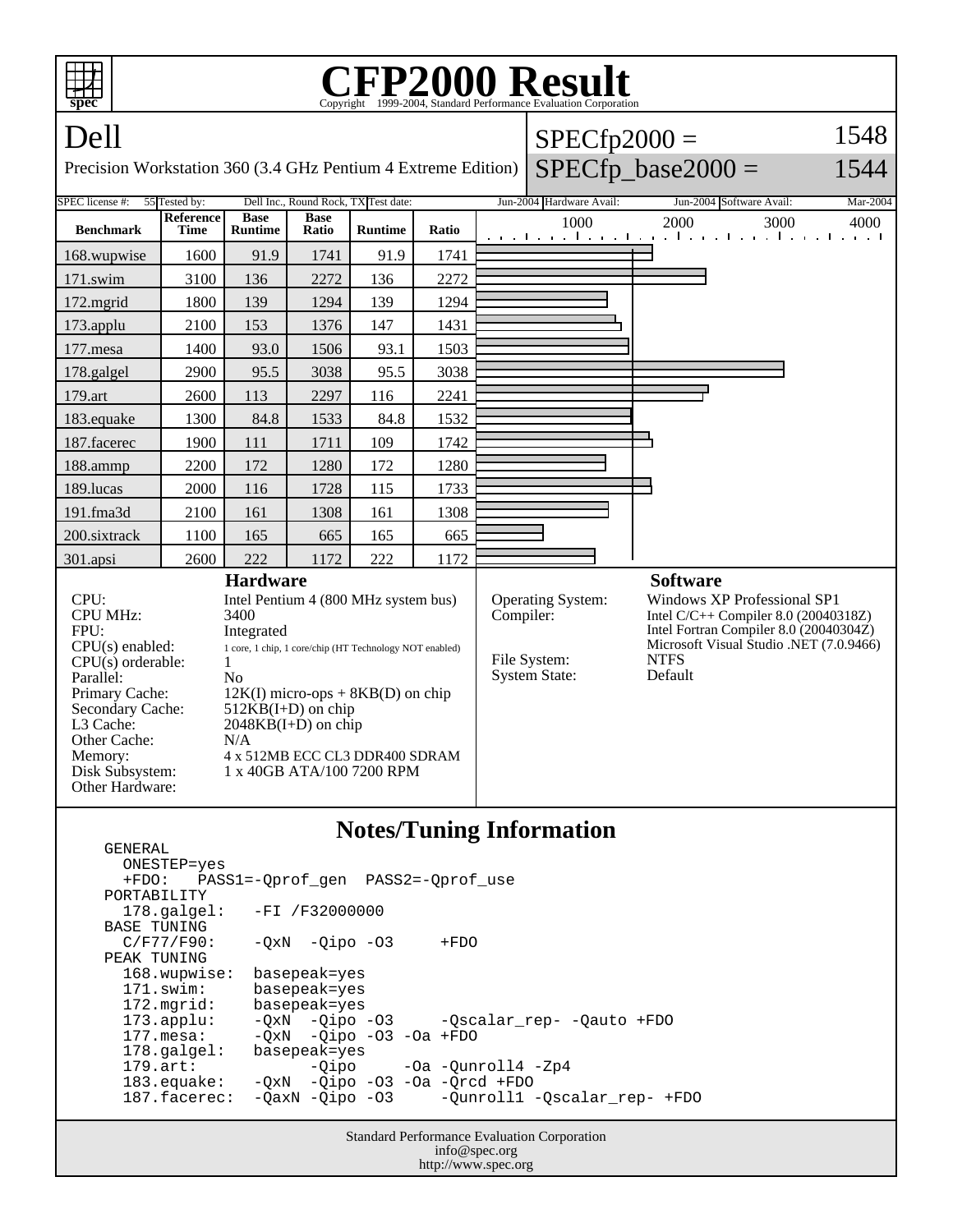# CFP2000 Result

Copyright 1999-2004, Standard Performance Evaluation Corporation

## Dell

Precision Workstation 360 (3.4 GHz Pentium 4 Extreme Edition)

SPECfp2000 = 1548

SPECfp_base2000 = 1544

| SPEC license #: | 55 | Tested by: | Dell Inc., Round Rock, TX | Test date: | Jun-2004 | Hardware Avail: | Jun-2004 | Software Avail: | Mar-2004 |
|---|---|---|---|---|---|---|---|---|---|

| Benchmark | Reference Time | Base Runtime | Base Ratio | Runtime | Ratio |
|---|---|---|---|---|---|
| 168.wupwise | 1600 | 91.9 | 1741 | 91.9 | 1741 |
| 171.swim | 3100 | 136 | 2272 | 136 | 2272 |
| 172.mgrid | 1800 | 139 | 1294 | 139 | 1294 |
| 173.applu | 2100 | 153 | 1376 | 147 | 1431 |
| 177.mesa | 1400 | 93.0 | 1506 | 93.1 | 1503 |
| 178.galgel | 2900 | 95.5 | 3038 | 95.5 | 3038 |
| 179.art | 2600 | 113 | 2297 | 116 | 2241 |
| 183.equake | 1300 | 84.8 | 1533 | 84.8 | 1532 |
| 187.facerec | 1900 | 111 | 1711 | 109 | 1742 |
| 188.ammp | 2200 | 172 | 1280 | 172 | 1280 |
| 189.lucas | 2000 | 116 | 1728 | 115 | 1733 |
| 191.fma3d | 2100 | 161 | 1308 | 161 | 1308 |
| 200.sixtrack | 1100 | 165 | 665 | 165 | 665 |
| 301.apsi | 2600 | 222 | 1172 | 222 | 1172 |

### Hardware

| | |
|---|---|
| CPU: | Intel Pentium 4 (800 MHz system bus) |
| CPU MHz: | 3400 |
| FPU: | Integrated |
| CPU(s) enabled: | 1 core, 1 chip, 1 core/chip (HT Technology NOT enabled) |
| CPU(s) orderable: | 1 |
| Parallel: | No |
| Primary Cache: | 12K(I) micro-ops + 8KB(D) on chip |
| Secondary Cache: | 512KB(I+D) on chip |
| L3 Cache: | 2048KB(I+D) on chip |
| Other Cache: | N/A |
| Memory: | 4 x 512MB ECC CL3 DDR400 SDRAM |
| Disk Subsystem: | 1 x 40GB ATA/100 7200 RPM |
| Other Hardware: | |

### Software

| | |
|---|---|
| Operating System: | Windows XP Professional SP1 |
| Compiler: | Intel C/C++ Compiler 8.0 (20040318Z)<br>Intel Fortran Compiler 8.0 (20040304Z)<br>Microsoft Visual Studio .NET (7.0.9466) |
| File System: | NTFS |
| System State: | Default |

## Notes/Tuning Information

```
GENERAL
  ONESTEP=yes
  +FDO:   PASS1=-Qprof_gen  PASS2=-Qprof_use
PORTABILITY
  178.galgel:   -FI /F32000000
BASE TUNING
  C/F77/F90:    -QxN  -Qipo -O3     +FDO
PEAK TUNING
  168.wupwise:  basepeak=yes
  171.swim:     basepeak=yes
  172.mgrid:    basepeak=yes
  173.applu:    -QxN  -Qipo -O3     -Qscalar_rep- -Qauto +FDO
  177.mesa:     -QxN  -Qipo -O3 -Oa +FDO
  178.galgel:   basepeak=yes
  179.art:            -Qipo      -Oa -Qunroll4 -Zp4
  183.equake:   -QxN  -Qipo -O3 -Oa -Qrcd +FDO
  187.facerec:  -QaxN -Qipo -O3     -Qunroll1 -Qscalar_rep- +FDO
```

Standard Performance Evaluation Corporation
info@spec.org
http://www.spec.org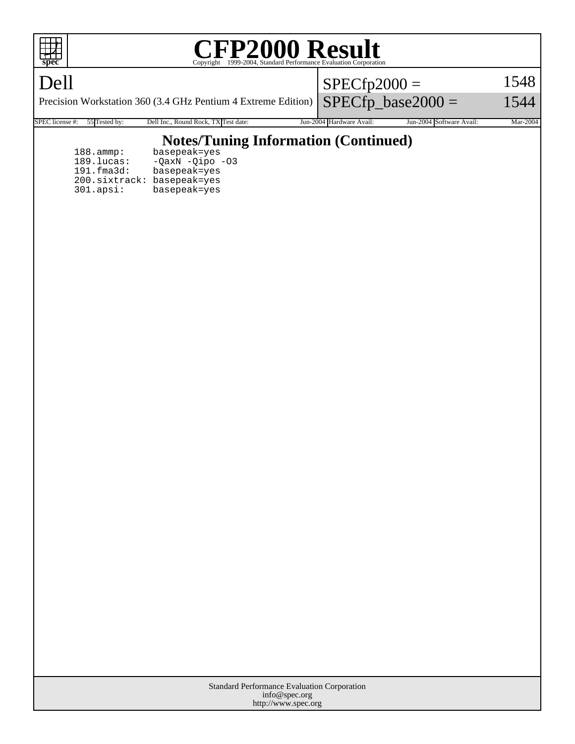# CFP2000 Result

Copyright 1999-2004, Standard Performance Evaluation Corporation

## Dell

Precision Workstation 360 (3.4 GHz Pentium 4 Extreme Edition)

SPECfp2000 = 1548

SPECfp_base2000 = 1544

| SPEC license #: | 55 | Tested by: | Dell Inc., Round Rock, TX | Test date: | Jun-2004 | Hardware Avail: | Jun-2004 | Software Avail: | Mar-2004 |
|---|---|---|---|---|---|---|---|---|---|

### Notes/Tuning Information (Continued)

```
188.ammp:     basepeak=yes
189.lucas:    -QaxN -Qipo -O3
191.fma3d:    basepeak=yes
200.sixtrack: basepeak=yes
301.apsi:     basepeak=yes
```

Standard Performance Evaluation Corporation
info@spec.org
http://www.spec.org